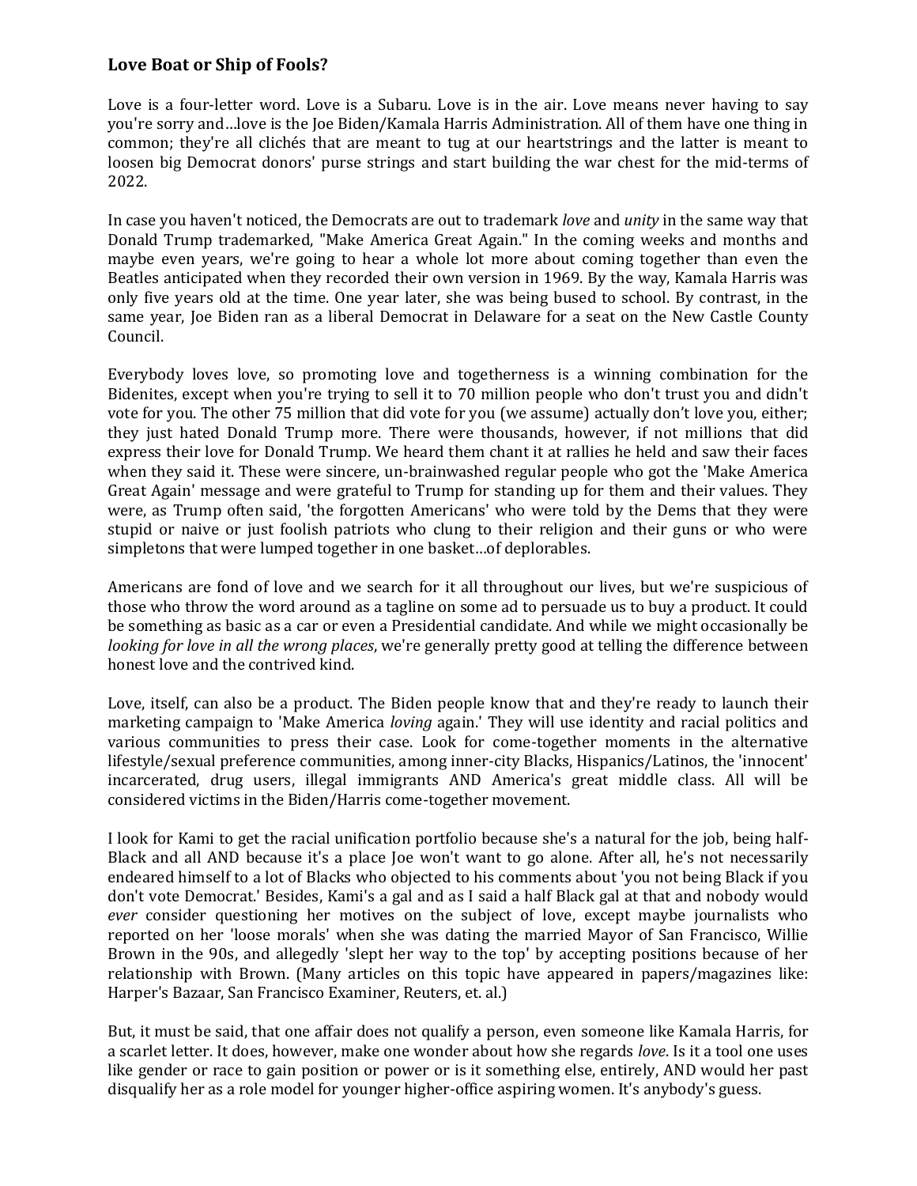### Love Boat or Ship of Fools?

Love is a four-letter word. Love is a Subaru. Love is in the air. Love means never having to say you're sorry and…love is the Joe Biden/Kamala Harris Administration. All of them have one thing in common; they're all clichés that are meant to tug at our heartstrings and the latter is meant to loosen big Democrat donors' purse strings and start building the war chest for the mid-terms of 2022.

In case you haven't noticed, the Democrats are out to trademark *love* and *unity* in the same way that Donald Trump trademarked, "Make America Great Again." In the coming weeks and months and maybe even years, we're going to hear a whole lot more about coming together than even the Beatles anticipated when they recorded their own version in 1969. By the way, Kamala Harris was only five years old at the time. One year later, she was being bused to school. By contrast, in the same year, Joe Biden ran as a liberal Democrat in Delaware for a seat on the New Castle County Council.

Everybody loves love, so promoting love and togetherness is a winning combination for the Bidenites, except when you're trying to sell it to 70 million people who don't trust you and didn't vote for you. The other 75 million that did vote for you (we assume) actually don't love you, either; they just hated Donald Trump more. There were thousands, however, if not millions that did express their love for Donald Trump. We heard them chant it at rallies he held and saw their faces when they said it. These were sincere, un-brainwashed regular people who got the 'Make America Great Again' message and were grateful to Trump for standing up for them and their values. They were, as Trump often said, 'the forgotten Americans' who were told by the Dems that they were stupid or naive or just foolish patriots who clung to their religion and their guns or who were simpletons that were lumped together in one basket…of deplorables.

Americans are fond of love and we search for it all throughout our lives, but we're suspicious of those who throw the word around as a tagline on some ad to persuade us to buy a product. It could be something as basic as a car or even a Presidential candidate. And while we might occasionally be *looking for love in all the wrong places*, we're generally pretty good at telling the difference between honest love and the contrived kind.

Love, itself, can also be a product. The Biden people know that and they're ready to launch their marketing campaign to 'Make America *loving* again.' They will use identity and racial politics and various communities to press their case. Look for come-together moments in the alternative lifestyle/sexual preference communities, among inner-city Blacks, Hispanics/Latinos, the 'innocent' incarcerated, drug users, illegal immigrants AND America's great middle class. All will be considered victims in the Biden/Harris come-together movement.

I look for Kami to get the racial unification portfolio because she's a natural for the job, being half-Black and all AND because it's a place Joe won't want to go alone. After all, he's not necessarily endeared himself to a lot of Blacks who objected to his comments about 'you not being Black if you don't vote Democrat.' Besides, Kami's a gal and as I said a half Black gal at that and nobody would *ever* consider questioning her motives on the subject of love, except maybe journalists who reported on her 'loose morals' when she was dating the married Mayor of San Francisco, Willie Brown in the 90s, and allegedly 'slept her way to the top' by accepting positions because of her relationship with Brown. (Many articles on this topic have appeared in papers/magazines like: Harper's Bazaar, San Francisco Examiner, Reuters, et. al.)

But, it must be said, that one affair does not qualify a person, even someone like Kamala Harris, for a scarlet letter. It does, however, make one wonder about how she regards *love*. Is it a tool one uses like gender or race to gain position or power or is it something else, entirely, AND would her past disqualify her as a role model for younger higher-office aspiring women. It's anybody's guess.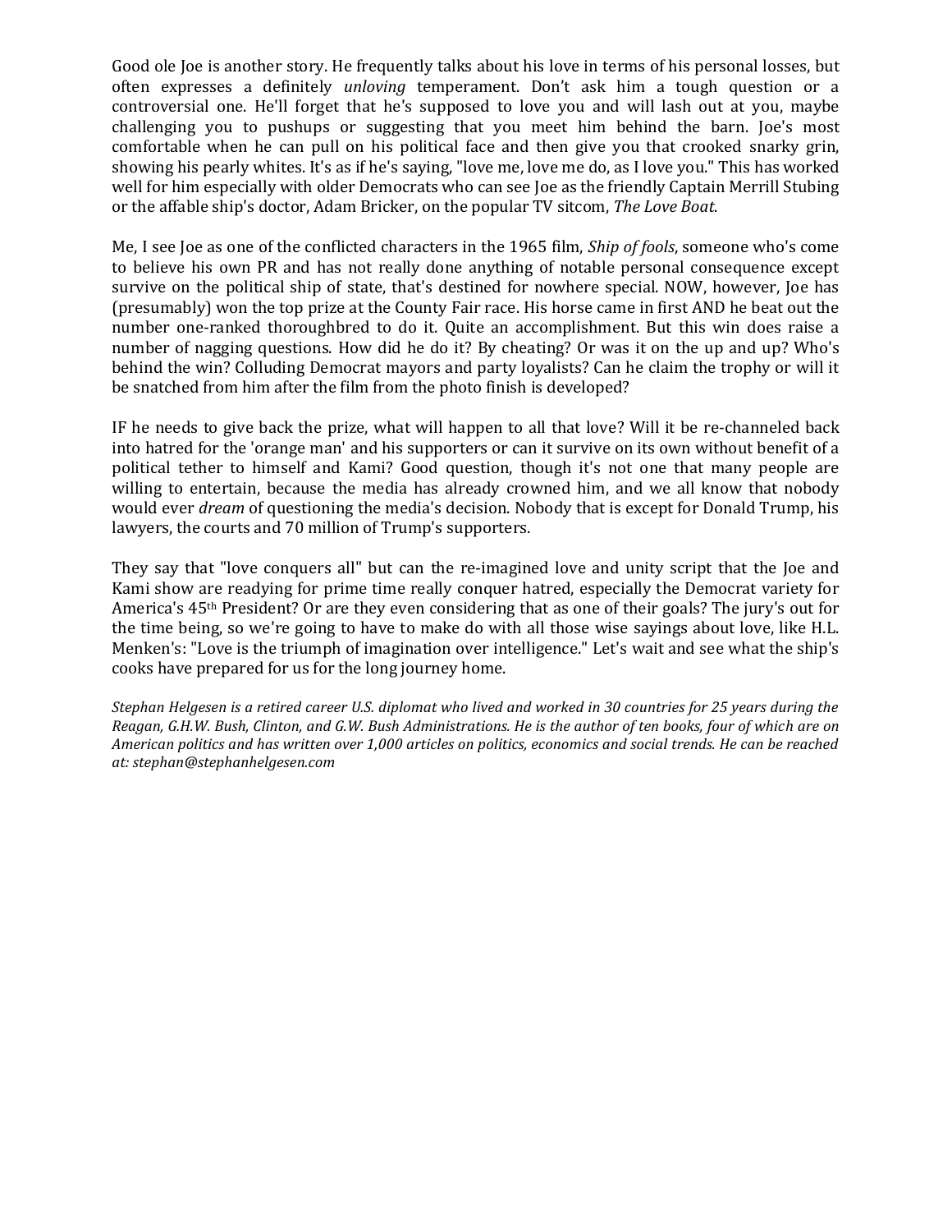Good ole Joe is another story. He frequently talks about his love in terms of his personal losses, but often expresses a definitely *unloving* temperament. Don't ask him a tough question or a controversial one. He'll forget that he's supposed to love you and will lash out at you, maybe challenging you to pushups or suggesting that you meet him behind the barn. Joe's most comfortable when he can pull on his political face and then give you that crooked snarky grin, showing his pearly whites. It's as if he's saying, "love me, love me do, as I love you." This has worked well for him especially with older Democrats who can see Joe as the friendly Captain Merrill Stubing or the affable ship's doctor, Adam Bricker, on the popular TV sitcom, *The Love Boat*.

Me, I see Joe as one of the conflicted characters in the 1965 film, *Ship of fools*, someone who's come to believe his own PR and has not really done anything of notable personal consequence except survive on the political ship of state, that's destined for nowhere special. NOW, however, Joe has (presumably) won the top prize at the County Fair race. His horse came in first AND he beat out the number one-ranked thoroughbred to do it. Quite an accomplishment. But this win does raise a number of nagging questions. How did he do it? By cheating? Or was it on the up and up? Who's behind the win? Colluding Democrat mayors and party loyalists? Can he claim the trophy or will it be snatched from him after the film from the photo finish is developed?

IF he needs to give back the prize, what will happen to all that love? Will it be re-channeled back into hatred for the 'orange man' and his supporters or can it survive on its own without benefit of a political tether to himself and Kami? Good question, though it's not one that many people are willing to entertain, because the media has already crowned him, and we all know that nobody would ever *dream* of questioning the media's decision. Nobody that is except for Donald Trump, his lawyers, the courts and 70 million of Trump's supporters.

They say that "love conquers all" but can the re-imagined love and unity script that the Joe and Kami show are readying for prime time really conquer hatred, especially the Democrat variety for America's 45th President? Or are they even considering that as one of their goals? The jury's out for the time being, so we're going to have to make do with all those wise sayings about love, like H.L. Menken's: "Love is the triumph of imagination over intelligence." Let's wait and see what the ship's cooks have prepared for us for the long journey home.

*Stephan Helgesen is a retired career U.S. diplomat who lived and worked in 30 countries for 25 years during the Reagan, G.H.W. Bush, Clinton, and G.W. Bush Administrations. He is the author of ten books, four of which are on American politics and has written over 1,000 articles on politics, economics and social trends. He can be reached at: stephan@stephanhelgesen.com*